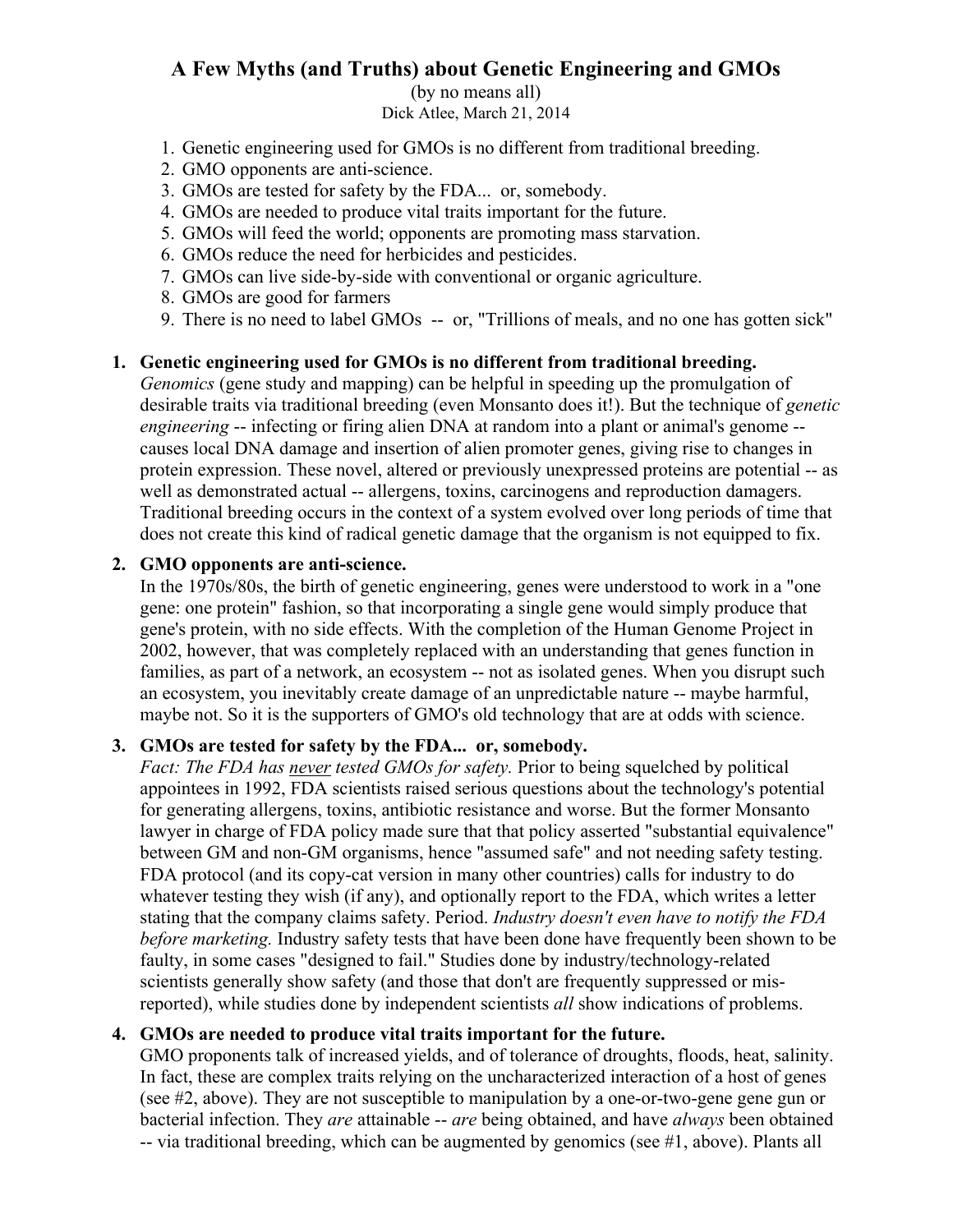# A Few Myths (and Truths) about Genetic Engineering and GMOs

(by no means all)

Dick Atlee, March 21, 2014

1. Genetic engineering used for GMOs is no different from traditional breeding.
2. GMO opponents are anti-science.
3. GMOs are tested for safety by the FDA... or, somebody.
4. GMOs are needed to produce vital traits important for the future.
5. GMOs will feed the world; opponents are promoting mass starvation.
6. GMOs reduce the need for herbicides and pesticides.
7. GMOs can live side-by-side with conventional or organic agriculture.
8. GMOs are good for farmers
9. There is no need to label GMOs -- or, "Trillions of meals, and no one has gotten sick"

**1. Genetic engineering used for GMOs is no different from traditional breeding.**

*Genomics* (gene study and mapping) can be helpful in speeding up the promulgation of desirable traits via traditional breeding (even Monsanto does it!). But the technique of *genetic engineering* -- infecting or firing alien DNA at random into a plant or animal's genome -- causes local DNA damage and insertion of alien promoter genes, giving rise to changes in protein expression. These novel, altered or previously unexpressed proteins are potential -- as well as demonstrated actual -- allergens, toxins, carcinogens and reproduction damagers. Traditional breeding occurs in the context of a system evolved over long periods of time that does not create this kind of radical genetic damage that the organism is not equipped to fix.

**2. GMO opponents are anti-science.**

In the 1970s/80s, the birth of genetic engineering, genes were understood to work in a "one gene: one protein" fashion, so that incorporating a single gene would simply produce that gene's protein, with no side effects. With the completion of the Human Genome Project in 2002, however, that was completely replaced with an understanding that genes function in families, as part of a network, an ecosystem -- not as isolated genes. When you disrupt such an ecosystem, you inevitably create damage of an unpredictable nature -- maybe harmful, maybe not. So it is the supporters of GMO's old technology that are at odds with science.

**3. GMOs are tested for safety by the FDA... or, somebody.**

*Fact: The FDA has never tested GMOs for safety.* Prior to being squelched by political appointees in 1992, FDA scientists raised serious questions about the technology's potential for generating allergens, toxins, antibiotic resistance and worse. But the former Monsanto lawyer in charge of FDA policy made sure that that policy asserted "substantial equivalence" between GM and non-GM organisms, hence "assumed safe" and not needing safety testing. FDA protocol (and its copy-cat version in many other countries) calls for industry to do whatever testing they wish (if any), and optionally report to the FDA, which writes a letter stating that the company claims safety. Period. *Industry doesn't even have to notify the FDA before marketing.* Industry safety tests that have been done have frequently been shown to be faulty, in some cases "designed to fail." Studies done by industry/technology-related scientists generally show safety (and those that don't are frequently suppressed or mis-reported), while studies done by independent scientists *all* show indications of problems.

**4. GMOs are needed to produce vital traits important for the future.**

GMO proponents talk of increased yields, and of tolerance of droughts, floods, heat, salinity. In fact, these are complex traits relying on the uncharacterized interaction of a host of genes (see #2, above). They are not susceptible to manipulation by a one-or-two-gene gene gun or bacterial infection. They *are* attainable -- *are* being obtained, and have *always* been obtained -- via traditional breeding, which can be augmented by genomics (see #1, above). Plants all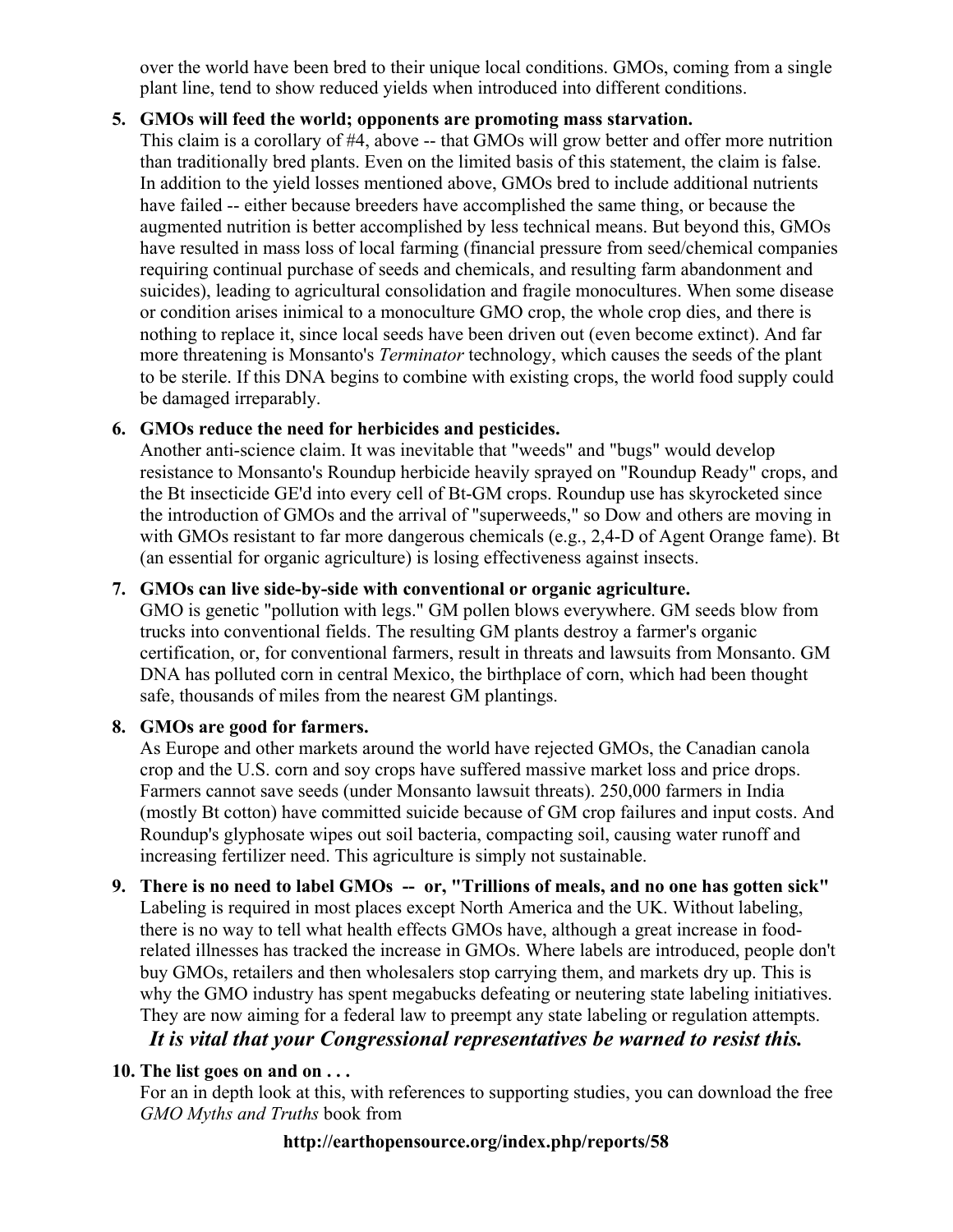over the world have been bred to their unique local conditions. GMOs, coming from a single plant line, tend to show reduced yields when introduced into different conditions.

5. **GMOs will feed the world; opponents are promoting mass starvation.**
   This claim is a corollary of #4, above -- that GMOs will grow better and offer more nutrition than traditionally bred plants. Even on the limited basis of this statement, the claim is false. In addition to the yield losses mentioned above, GMOs bred to include additional nutrients have failed -- either because breeders have accomplished the same thing, or because the augmented nutrition is better accomplished by less technical means. But beyond this, GMOs have resulted in mass loss of local farming (financial pressure from seed/chemical companies requiring continual purchase of seeds and chemicals, and resulting farm abandonment and suicides), leading to agricultural consolidation and fragile monocultures. When some disease or condition arises inimical to a monoculture GMO crop, the whole crop dies, and there is nothing to replace it, since local seeds have been driven out (even become extinct). And far more threatening is Monsanto's *Terminator* technology, which causes the seeds of the plant to be sterile. If this DNA begins to combine with existing crops, the world food supply could be damaged irreparably.

6. **GMOs reduce the need for herbicides and pesticides.**
   Another anti-science claim. It was inevitable that "weeds" and "bugs" would develop resistance to Monsanto's Roundup herbicide heavily sprayed on "Roundup Ready" crops, and the Bt insecticide GE'd into every cell of Bt-GM crops. Roundup use has skyrocketed since the introduction of GMOs and the arrival of "superweeds," so Dow and others are moving in with GMOs resistant to far more dangerous chemicals (e.g., 2,4-D of Agent Orange fame). Bt (an essential for organic agriculture) is losing effectiveness against insects.

7. **GMOs can live side-by-side with conventional or organic agriculture.**
   GMO is genetic "pollution with legs." GM pollen blows everywhere. GM seeds blow from trucks into conventional fields. The resulting GM plants destroy a farmer's organic certification, or, for conventional farmers, result in threats and lawsuits from Monsanto. GM DNA has polluted corn in central Mexico, the birthplace of corn, which had been thought safe, thousands of miles from the nearest GM plantings.

8. **GMOs are good for farmers.**
   As Europe and other markets around the world have rejected GMOs, the Canadian canola crop and the U.S. corn and soy crops have suffered massive market loss and price drops. Farmers cannot save seeds (under Monsanto lawsuit threats). 250,000 farmers in India (mostly Bt cotton) have committed suicide because of GM crop failures and input costs. And Roundup's glyphosate wipes out soil bacteria, compacting soil, causing water runoff and increasing fertilizer need. This agriculture is simply not sustainable.

9. **There is no need to label GMOs -- or, "Trillions of meals, and no one has gotten sick"**
   Labeling is required in most places except North America and the UK. Without labeling, there is no way to tell what health effects GMOs have, although a great increase in food-related illnesses has tracked the increase in GMOs. Where labels are introduced, people don't buy GMOs, retailers and then wholesalers stop carrying them, and markets dry up. This is why the GMO industry has spent megabucks defeating or neutering state labeling initiatives. They are now aiming for a federal law to preempt any state labeling or regulation attempts.
   ***It is vital that your Congressional representatives be warned to resist this.***

10. **The list goes on and on . . .**
    For an in depth look at this, with references to supporting studies, you can download the free *GMO Myths and Truths* book from

**http://earthopensource.org/index.php/reports/58**